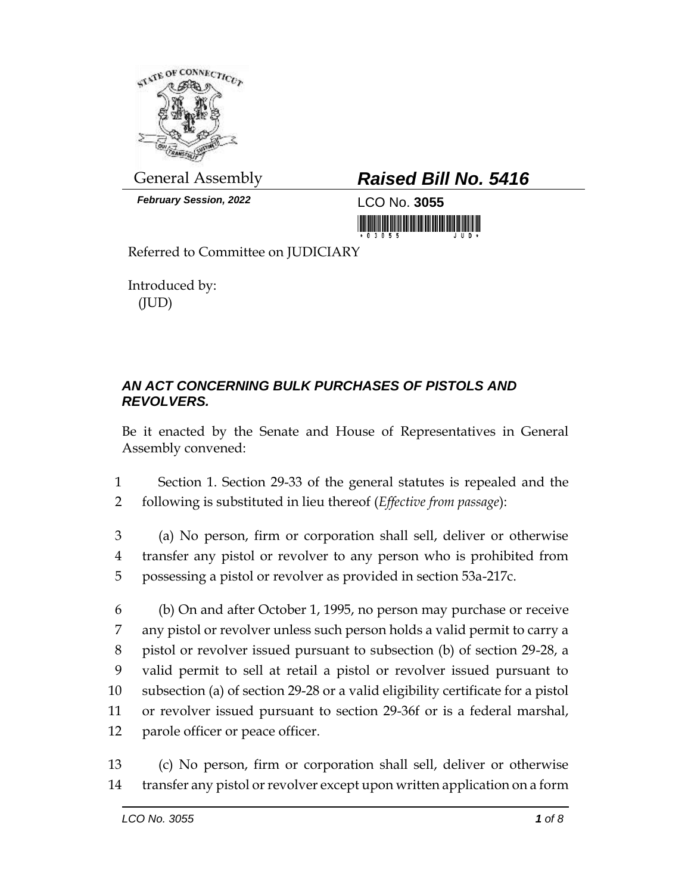General Assembly

***February Session, 2022***

# ***Raised Bill No. 5416***

LCO No. **3055**

Referred to Committee on JUDICIARY

Introduced by:
(JUD)

## ***AN ACT CONCERNING BULK PURCHASES OF PISTOLS AND REVOLVERS.***

Be it enacted by the Senate and House of Representatives in General Assembly convened:

1 Section 1. Section 29-33 of the general statutes is repealed and the
2 following is substituted in lieu thereof (*Effective from passage*):

3 (a) No person, firm or corporation shall sell, deliver or otherwise
4 transfer any pistol or revolver to any person who is prohibited from
5 possessing a pistol or revolver as provided in section 53a-217c.

6 (b) On and after October 1, 1995, no person may purchase or receive
7 any pistol or revolver unless such person holds a valid permit to carry a
8 pistol or revolver issued pursuant to subsection (b) of section 29-28, a
9 valid permit to sell at retail a pistol or revolver issued pursuant to
10 subsection (a) of section 29-28 or a valid eligibility certificate for a pistol
11 or revolver issued pursuant to section 29-36f or is a federal marshal,
12 parole officer or peace officer.

13 (c) No person, firm or corporation shall sell, deliver or otherwise
14 transfer any pistol or revolver except upon written application on a form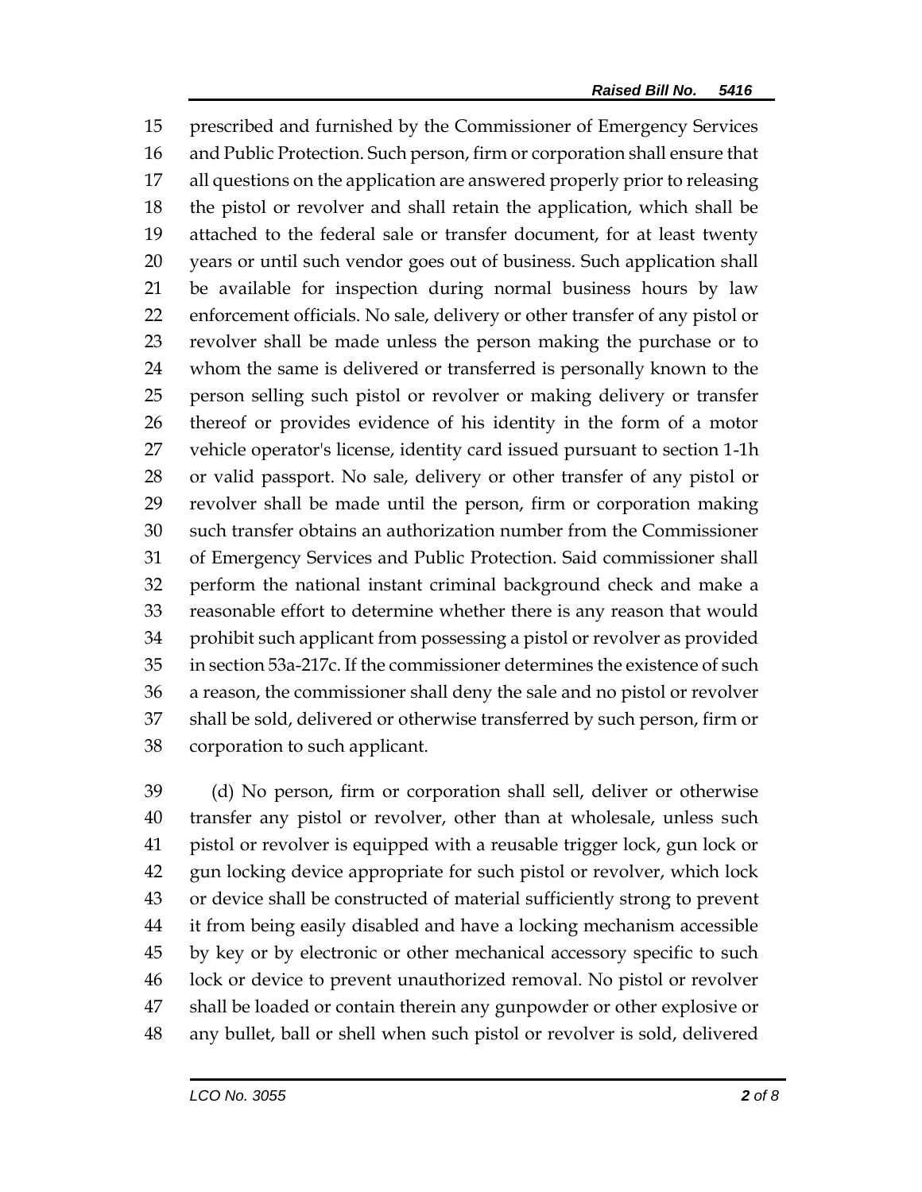prescribed and furnished by the Commissioner of Emergency Services and Public Protection. Such person, firm or corporation shall ensure that all questions on the application are answered properly prior to releasing the pistol or revolver and shall retain the application, which shall be attached to the federal sale or transfer document, for at least twenty years or until such vendor goes out of business. Such application shall be available for inspection during normal business hours by law enforcement officials. No sale, delivery or other transfer of any pistol or revolver shall be made unless the person making the purchase or to whom the same is delivered or transferred is personally known to the person selling such pistol or revolver or making delivery or transfer thereof or provides evidence of his identity in the form of a motor vehicle operator's license, identity card issued pursuant to section 1-1h or valid passport. No sale, delivery or other transfer of any pistol or revolver shall be made until the person, firm or corporation making such transfer obtains an authorization number from the Commissioner of Emergency Services and Public Protection. Said commissioner shall perform the national instant criminal background check and make a reasonable effort to determine whether there is any reason that would prohibit such applicant from possessing a pistol or revolver as provided in section 53a-217c. If the commissioner determines the existence of such a reason, the commissioner shall deny the sale and no pistol or revolver shall be sold, delivered or otherwise transferred by such person, firm or corporation to such applicant.

(d) No person, firm or corporation shall sell, deliver or otherwise transfer any pistol or revolver, other than at wholesale, unless such pistol or revolver is equipped with a reusable trigger lock, gun lock or gun locking device appropriate for such pistol or revolver, which lock or device shall be constructed of material sufficiently strong to prevent it from being easily disabled and have a locking mechanism accessible by key or by electronic or other mechanical accessory specific to such lock or device to prevent unauthorized removal. No pistol or revolver shall be loaded or contain therein any gunpowder or other explosive or any bullet, ball or shell when such pistol or revolver is sold, delivered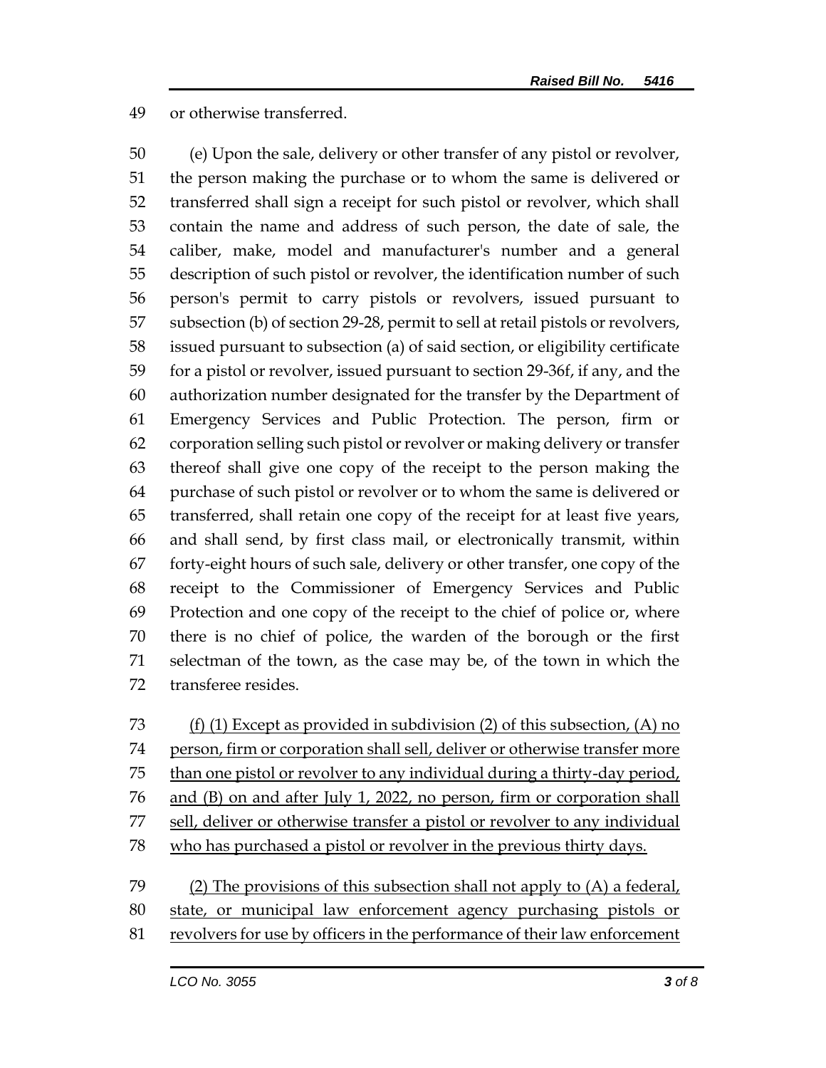or otherwise transferred.

(e) Upon the sale, delivery or other transfer of any pistol or revolver, the person making the purchase or to whom the same is delivered or transferred shall sign a receipt for such pistol or revolver, which shall contain the name and address of such person, the date of sale, the caliber, make, model and manufacturer's number and a general description of such pistol or revolver, the identification number of such person's permit to carry pistols or revolvers, issued pursuant to subsection (b) of section 29-28, permit to sell at retail pistols or revolvers, issued pursuant to subsection (a) of said section, or eligibility certificate for a pistol or revolver, issued pursuant to section 29-36f, if any, and the authorization number designated for the transfer by the Department of Emergency Services and Public Protection. The person, firm or corporation selling such pistol or revolver or making delivery or transfer thereof shall give one copy of the receipt to the person making the purchase of such pistol or revolver or to whom the same is delivered or transferred, shall retain one copy of the receipt for at least five years, and shall send, by first class mail, or electronically transmit, within forty-eight hours of such sale, delivery or other transfer, one copy of the receipt to the Commissioner of Emergency Services and Public Protection and one copy of the receipt to the chief of police or, where there is no chief of police, the warden of the borough or the first selectman of the town, as the case may be, of the town in which the transferee resides.

<u>(f) (1) Except as provided in subdivision (2) of this subsection, (A) no person, firm or corporation shall sell, deliver or otherwise transfer more than one pistol or revolver to any individual during a thirty-day period, and (B) on and after July 1, 2022, no person, firm or corporation shall sell, deliver or otherwise transfer a pistol or revolver to any individual who has purchased a pistol or revolver in the previous thirty days.</u>

<u>(2) The provisions of this subsection shall not apply to (A) a federal, state, or municipal law enforcement agency purchasing pistols or revolvers for use by officers in the performance of their law enforcement</u>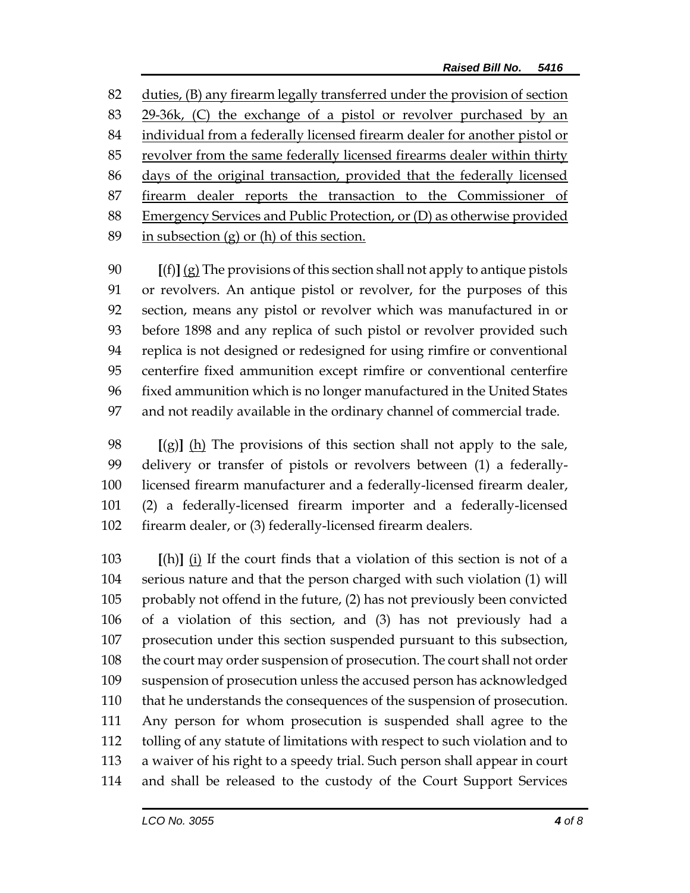82 duties, (B) any firearm legally transferred under the provision of section 83 29-36k, (C) the exchange of a pistol or revolver purchased by an 84 individual from a federally licensed firearm dealer for another pistol or 85 revolver from the same federally licensed firearms dealer within thirty 86 days of the original transaction, provided that the federally licensed 87 firearm dealer reports the transaction to the Commissioner of 88 Emergency Services and Public Protection, or (D) as otherwise provided 89 in subsection (g) or (h) of this section.

90 [(f)] (g) The provisions of this section shall not apply to antique pistols 91 or revolvers. An antique pistol or revolver, for the purposes of this 92 section, means any pistol or revolver which was manufactured in or 93 before 1898 and any replica of such pistol or revolver provided such 94 replica is not designed or redesigned for using rimfire or conventional 95 centerfire fixed ammunition except rimfire or conventional centerfire 96 fixed ammunition which is no longer manufactured in the United States 97 and not readily available in the ordinary channel of commercial trade.

98 [(g)] (h) The provisions of this section shall not apply to the sale, 99 delivery or transfer of pistols or revolvers between (1) a federally-100 licensed firearm manufacturer and a federally-licensed firearm dealer, 101 (2) a federally-licensed firearm importer and a federally-licensed 102 firearm dealer, or (3) federally-licensed firearm dealers.

103 [(h)] (i) If the court finds that a violation of this section is not of a 104 serious nature and that the person charged with such violation (1) will 105 probably not offend in the future, (2) has not previously been convicted 106 of a violation of this section, and (3) has not previously had a 107 prosecution under this section suspended pursuant to this subsection, 108 the court may order suspension of prosecution. The court shall not order 109 suspension of prosecution unless the accused person has acknowledged 110 that he understands the consequences of the suspension of prosecution. 111 Any person for whom prosecution is suspended shall agree to the 112 tolling of any statute of limitations with respect to such violation and to 113 a waiver of his right to a speedy trial. Such person shall appear in court 114 and shall be released to the custody of the Court Support Services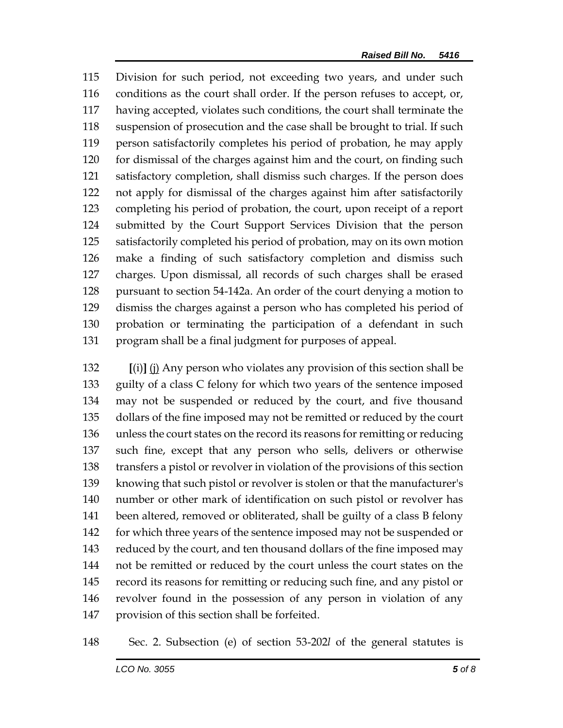115 Division for such period, not exceeding two years, and under such
116 conditions as the court shall order. If the person refuses to accept, or,
117 having accepted, violates such conditions, the court shall terminate the
118 suspension of prosecution and the case shall be brought to trial. If such
119 person satisfactorily completes his period of probation, he may apply
120 for dismissal of the charges against him and the court, on finding such
121 satisfactory completion, shall dismiss such charges. If the person does
122 not apply for dismissal of the charges against him after satisfactorily
123 completing his period of probation, the court, upon receipt of a report
124 submitted by the Court Support Services Division that the person
125 satisfactorily completed his period of probation, may on its own motion
126 make a finding of such satisfactory completion and dismiss such
127 charges. Upon dismissal, all records of such charges shall be erased
128 pursuant to section 54-142a. An order of the court denying a motion to
129 dismiss the charges against a person who has completed his period of
130 probation or terminating the participation of a defendant in such
131 program shall be a final judgment for purposes of appeal.

132 **[**(i)**]** <u>(j)</u> Any person who violates any provision of this section shall be
133 guilty of a class C felony for which two years of the sentence imposed
134 may not be suspended or reduced by the court, and five thousand
135 dollars of the fine imposed may not be remitted or reduced by the court
136 unless the court states on the record its reasons for remitting or reducing
137 such fine, except that any person who sells, delivers or otherwise
138 transfers a pistol or revolver in violation of the provisions of this section
139 knowing that such pistol or revolver is stolen or that the manufacturer's
140 number or other mark of identification on such pistol or revolver has
141 been altered, removed or obliterated, shall be guilty of a class B felony
142 for which three years of the sentence imposed may not be suspended or
143 reduced by the court, and ten thousand dollars of the fine imposed may
144 not be remitted or reduced by the court unless the court states on the
145 record its reasons for remitting or reducing such fine, and any pistol or
146 revolver found in the possession of any person in violation of any
147 provision of this section shall be forfeited.

148 Sec. 2. Subsection (e) of section 53-202*l* of the general statutes is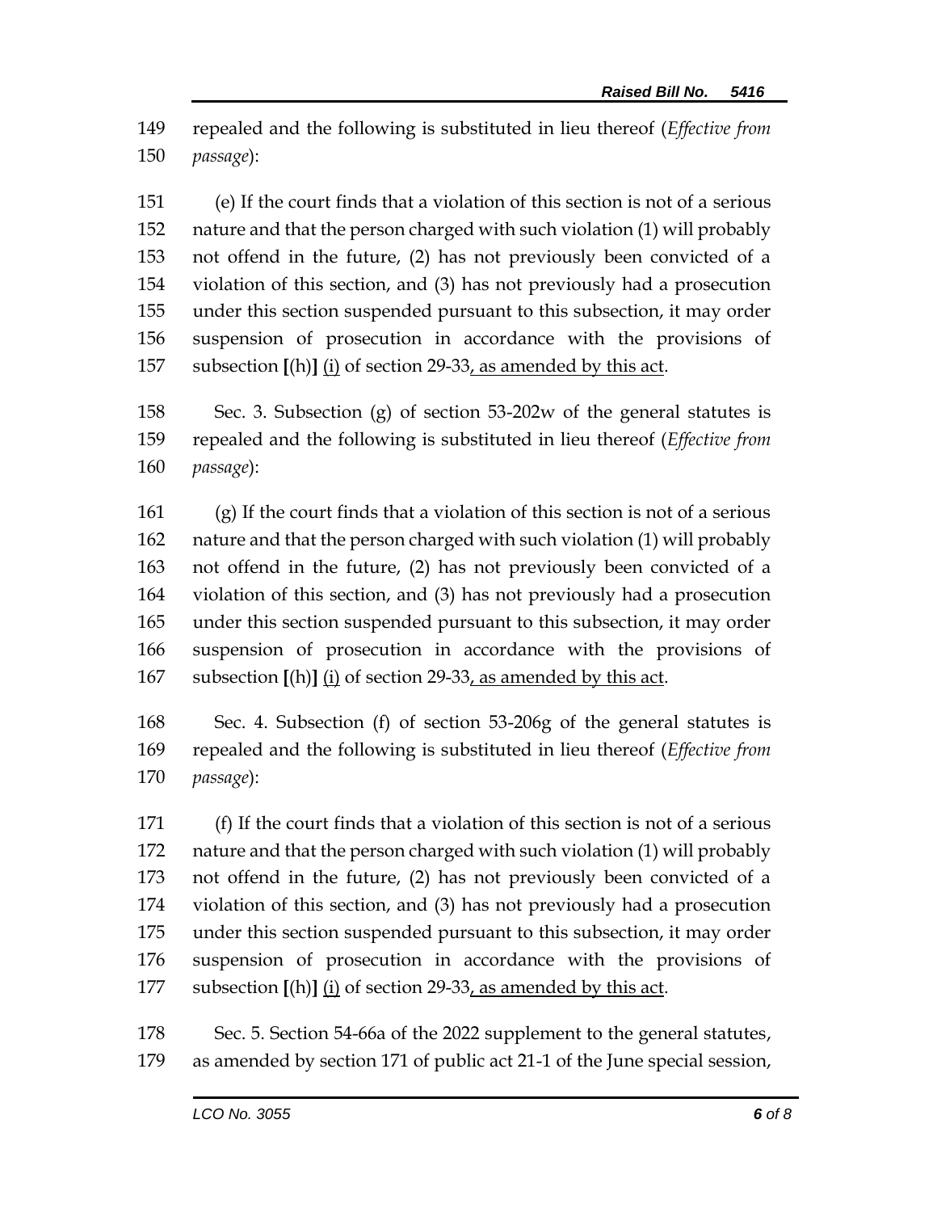repealed and the following is substituted in lieu thereof (*Effective from passage*):

(e) If the court finds that a violation of this section is not of a serious nature and that the person charged with such violation (1) will probably not offend in the future, (2) has not previously been convicted of a violation of this section, and (3) has not previously had a prosecution under this section suspended pursuant to this subsection, it may order suspension of prosecution in accordance with the provisions of subsection **[**(h)**]** <u>(i)</u> of section 29-33<u>, as amended by this act</u>.

Sec. 3. Subsection (g) of section 53-202w of the general statutes is repealed and the following is substituted in lieu thereof (*Effective from passage*):

(g) If the court finds that a violation of this section is not of a serious nature and that the person charged with such violation (1) will probably not offend in the future, (2) has not previously been convicted of a violation of this section, and (3) has not previously had a prosecution under this section suspended pursuant to this subsection, it may order suspension of prosecution in accordance with the provisions of subsection **[**(h)**]** <u>(i)</u> of section 29-33<u>, as amended by this act</u>.

Sec. 4. Subsection (f) of section 53-206g of the general statutes is repealed and the following is substituted in lieu thereof (*Effective from passage*):

(f) If the court finds that a violation of this section is not of a serious nature and that the person charged with such violation (1) will probably not offend in the future, (2) has not previously been convicted of a violation of this section, and (3) has not previously had a prosecution under this section suspended pursuant to this subsection, it may order suspension of prosecution in accordance with the provisions of subsection **[**(h)**]** <u>(i)</u> of section 29-33<u>, as amended by this act</u>.

Sec. 5. Section 54-66a of the 2022 supplement to the general statutes, as amended by section 171 of public act 21-1 of the June special session,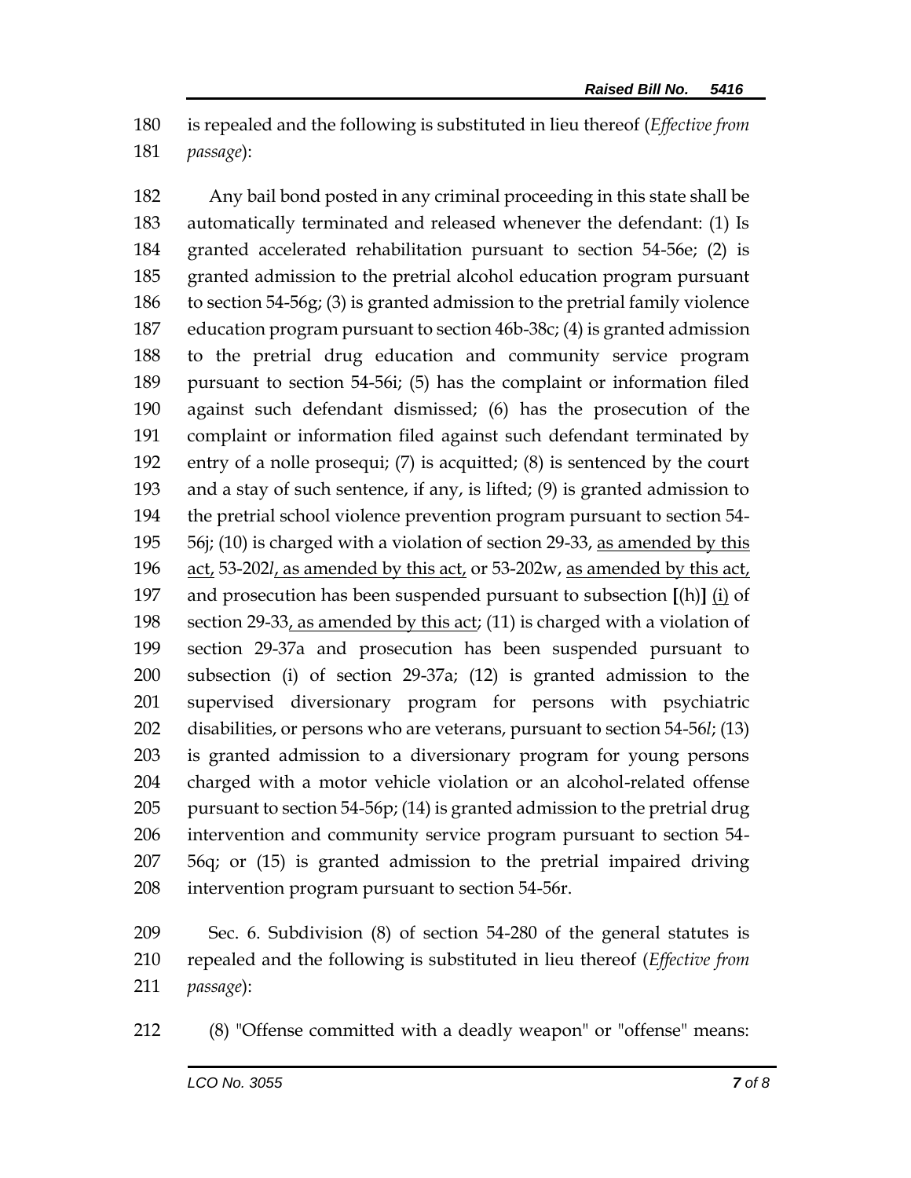180 is repealed and the following is substituted in lieu thereof (*Effective from*
181 *passage*):

182 Any bail bond posted in any criminal proceeding in this state shall be
183 automatically terminated and released whenever the defendant: (1) Is
184 granted accelerated rehabilitation pursuant to section 54-56e; (2) is
185 granted admission to the pretrial alcohol education program pursuant
186 to section 54-56g; (3) is granted admission to the pretrial family violence
187 education program pursuant to section 46b-38c; (4) is granted admission
188 to the pretrial drug education and community service program
189 pursuant to section 54-56i; (5) has the complaint or information filed
190 against such defendant dismissed; (6) has the prosecution of the
191 complaint or information filed against such defendant terminated by
192 entry of a nolle prosequi; (7) is acquitted; (8) is sentenced by the court
193 and a stay of such sentence, if any, is lifted; (9) is granted admission to
194 the pretrial school violence prevention program pursuant to section 54-
195 56j; (10) is charged with a violation of section 29-33, <u>as amended by this</u>
196 <u>act,</u> 53-202*l*<u>, as amended by this act,</u> or 53-202w, <u>as amended by this act,</u>
197 and prosecution has been suspended pursuant to subsection **[**(h)**]** <u>(i)</u> of
198 section 29-33<u>, as amended by this act</u>; (11) is charged with a violation of
199 section 29-37a and prosecution has been suspended pursuant to
200 subsection (i) of section 29-37a; (12) is granted admission to the
201 supervised diversionary program for persons with psychiatric
202 disabilities, or persons who are veterans, pursuant to section 54-56*l*; (13)
203 is granted admission to a diversionary program for young persons
204 charged with a motor vehicle violation or an alcohol-related offense
205 pursuant to section 54-56p; (14) is granted admission to the pretrial drug
206 intervention and community service program pursuant to section 54-
207 56q; or (15) is granted admission to the pretrial impaired driving
208 intervention program pursuant to section 54-56r.

209 Sec. 6. Subdivision (8) of section 54-280 of the general statutes is
210 repealed and the following is substituted in lieu thereof (*Effective from*
211 *passage*):

212 (8) "Offense committed with a deadly weapon" or "offense" means: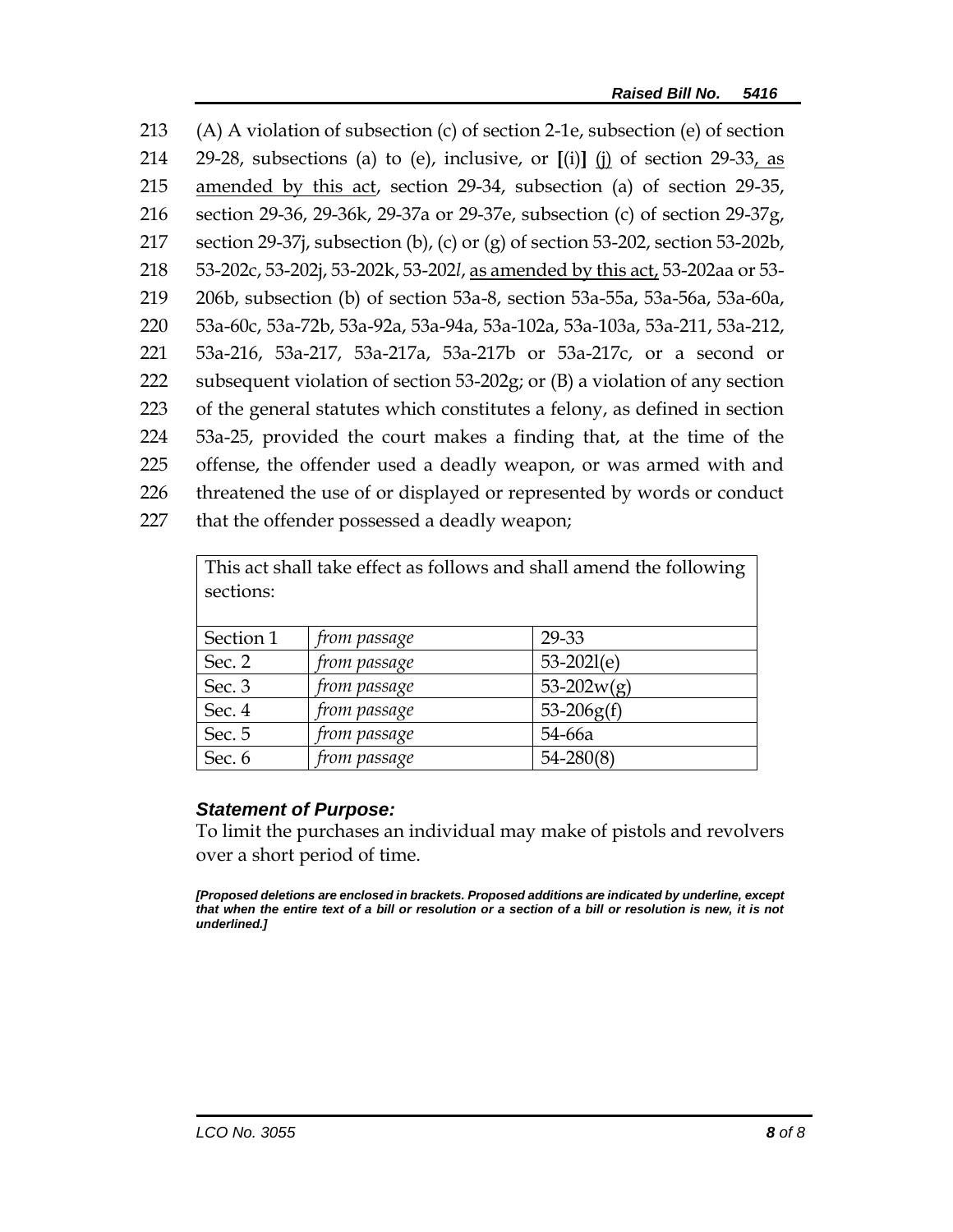213 (A) A violation of subsection (c) of section 2-1e, subsection (e) of section 214 29-28, subsections (a) to (e), inclusive, or [(i)] <u>(j)</u> of section 29-33<u>, as</u> 215 <u>amended by this act</u>, section 29-34, subsection (a) of section 29-35, 216 section 29-36, 29-36k, 29-37a or 29-37e, subsection (c) of section 29-37g, 217 section 29-37j, subsection (b), (c) or (g) of section 53-202, section 53-202b, 218 53-202c, 53-202j, 53-202k, 53-202*l*, <u>as amended by this act,</u> 53-202aa or 53- 219 206b, subsection (b) of section 53a-8, section 53a-55a, 53a-56a, 53a-60a, 220 53a-60c, 53a-72b, 53a-92a, 53a-94a, 53a-102a, 53a-103a, 53a-211, 53a-212, 221 53a-216, 53a-217, 53a-217a, 53a-217b or 53a-217c, or a second or 222 subsequent violation of section 53-202g; or (B) a violation of any section 223 of the general statutes which constitutes a felony, as defined in section 224 53a-25, provided the court makes a finding that, at the time of the 225 offense, the offender used a deadly weapon, or was armed with and 226 threatened the use of or displayed or represented by words or conduct 227 that the offender possessed a deadly weapon;

| This act shall take effect as follows and shall amend the following sections: | | |
|---|---|---|
| Section 1 | *from passage* | 29-33 |
| Sec. 2 | *from passage* | 53-202l(e) |
| Sec. 3 | *from passage* | 53-202w(g) |
| Sec. 4 | *from passage* | 53-206g(f) |
| Sec. 5 | *from passage* | 54-66a |
| Sec. 6 | *from passage* | 54-280(8) |

### *Statement of Purpose:*

To limit the purchases an individual may make of pistols and revolvers over a short period of time.

***[Proposed deletions are enclosed in brackets. Proposed additions are indicated by underline, except that when the entire text of a bill or resolution or a section of a bill or resolution is new, it is not underlined.]***